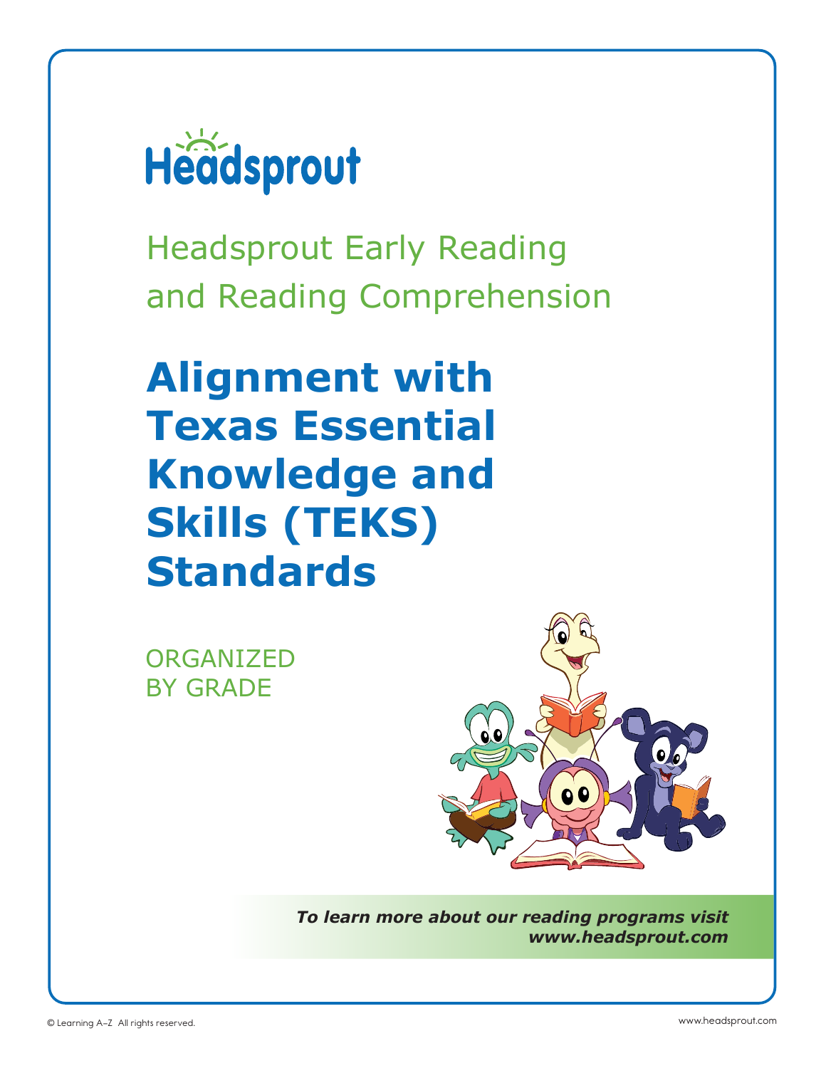# Headsprout

## Headsprout Early Reading and Reading Comprehension

# Alignment with Texas Essential Knowledge and Skills (TEKS) Standards

ORGANIZED BY GRADE

***To learn more about our reading programs visit www.headsprout.com***

© Learning A–Z All rights reserved.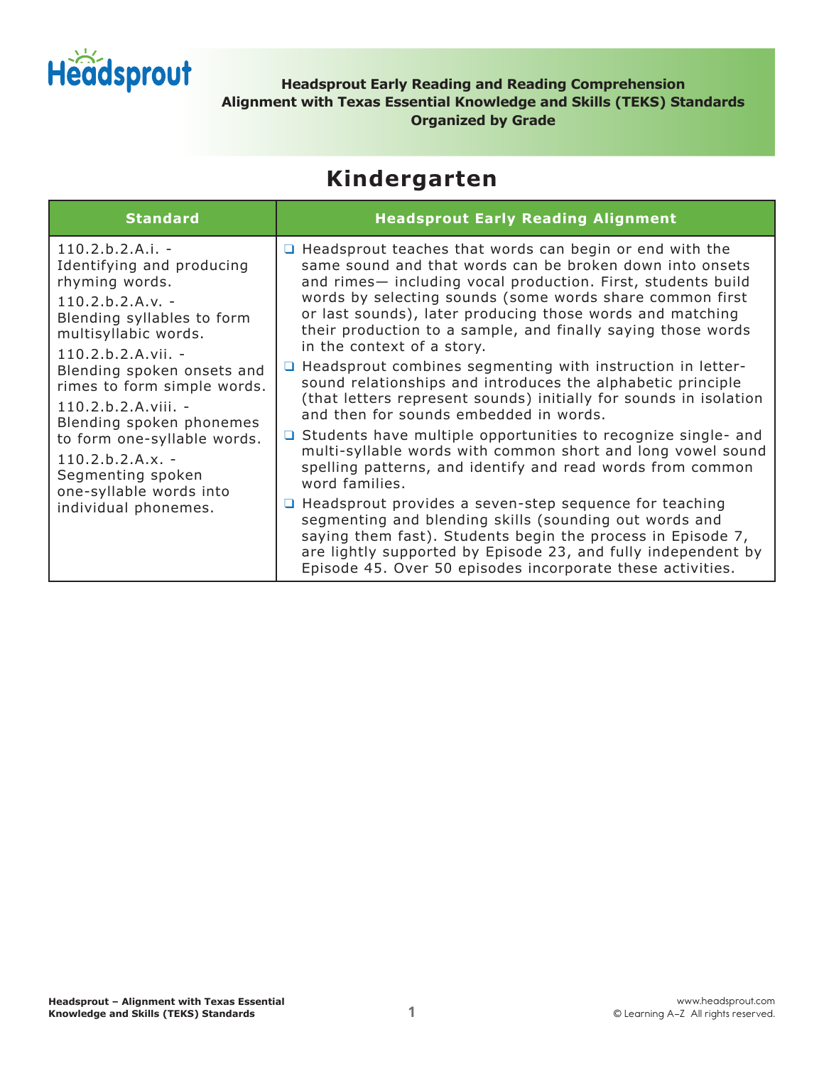**Headsprout Early Reading and Reading Comprehension**
**Alignment with Texas Essential Knowledge and Skills (TEKS) Standards**
**Organized by Grade**

# Kindergarten

| Standard | Headsprout Early Reading Alignment |
|---|---|
| 110.2.b.2.A.i. - Identifying and producing rhyming words.<br>110.2.b.2.A.v. - Blending syllables to form multisyllabic words.<br>110.2.b.2.A.vii. - Blending spoken onsets and rimes to form simple words.<br>110.2.b.2.A.viii. - Blending spoken phonemes to form one-syllable words.<br>110.2.b.2.A.x. - Segmenting spoken one-syllable words into individual phonemes. | ❑ Headsprout teaches that words can begin or end with the same sound and that words can be broken down into onsets and rimes— including vocal production. First, students build words by selecting sounds (some words share common first or last sounds), later producing those words and matching their production to a sample, and finally saying those words in the context of a story.<br>❑ Headsprout combines segmenting with instruction in letter-sound relationships and introduces the alphabetic principle (that letters represent sounds) initially for sounds in isolation and then for sounds embedded in words.<br>❑ Students have multiple opportunities to recognize single- and multi-syllable words with common short and long vowel sound spelling patterns, and identify and read words from common word families.<br>❑ Headsprout provides a seven-step sequence for teaching segmenting and blending skills (sounding out words and saying them fast). Students begin the process in Episode 7, are lightly supported by Episode 23, and fully independent by Episode 45. Over 50 episodes incorporate these activities. |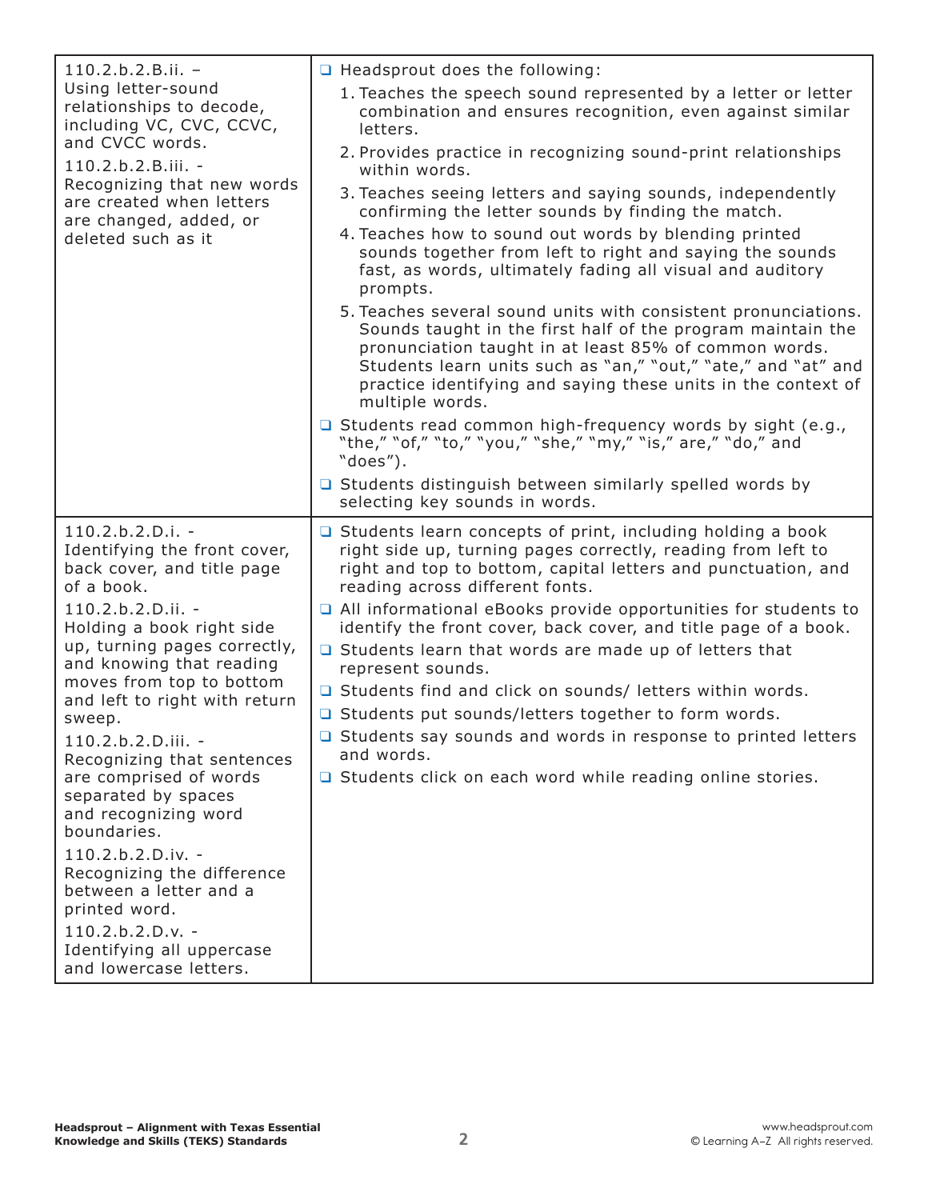| | |
|---|---|
| 110.2.b.2.B.ii. – Using letter-sound relationships to decode, including VC, CVC, CCVC, and CVCC words.<br><br>110.2.b.2.B.iii. - Recognizing that new words are created when letters are changed, added, or deleted such as it | ❑ Headsprout does the following:<br>1. Teaches the speech sound represented by a letter or letter combination and ensures recognition, even against similar letters.<br>2. Provides practice in recognizing sound-print relationships within words.<br>3. Teaches seeing letters and saying sounds, independently confirming the letter sounds by finding the match.<br>4. Teaches how to sound out words by blending printed sounds together from left to right and saying the sounds fast, as words, ultimately fading all visual and auditory prompts.<br>5. Teaches several sound units with consistent pronunciations. Sounds taught in the first half of the program maintain the pronunciation taught in at least 85% of common words. Students learn units such as "an," "out," "ate," and "at" and practice identifying and saying these units in the context of multiple words.<br><br>❑ Students read common high-frequency words by sight (e.g., "the," "of," "to," "you," "she," "my," "is," are," "do," and "does").<br><br>❑ Students distinguish between similarly spelled words by selecting key sounds in words. |
| 110.2.b.2.D.i. - Identifying the front cover, back cover, and title page of a book.<br><br>110.2.b.2.D.ii. - Holding a book right side up, turning pages correctly, and knowing that reading moves from top to bottom and left to right with return sweep.<br><br>110.2.b.2.D.iii. - Recognizing that sentences are comprised of words separated by spaces and recognizing word boundaries.<br><br>110.2.b.2.D.iv. - Recognizing the difference between a letter and a printed word.<br><br>110.2.b.2.D.v. - Identifying all uppercase and lowercase letters. | ❑ Students learn concepts of print, including holding a book right side up, turning pages correctly, reading from left to right and top to bottom, capital letters and punctuation, and reading across different fonts.<br><br>❑ All informational eBooks provide opportunities for students to identify the front cover, back cover, and title page of a book.<br><br>❑ Students learn that words are made up of letters that represent sounds.<br><br>❑ Students find and click on sounds/ letters within words.<br><br>❑ Students put sounds/letters together to form words.<br><br>❑ Students say sounds and words in response to printed letters and words.<br><br>❑ Students click on each word while reading online stories. |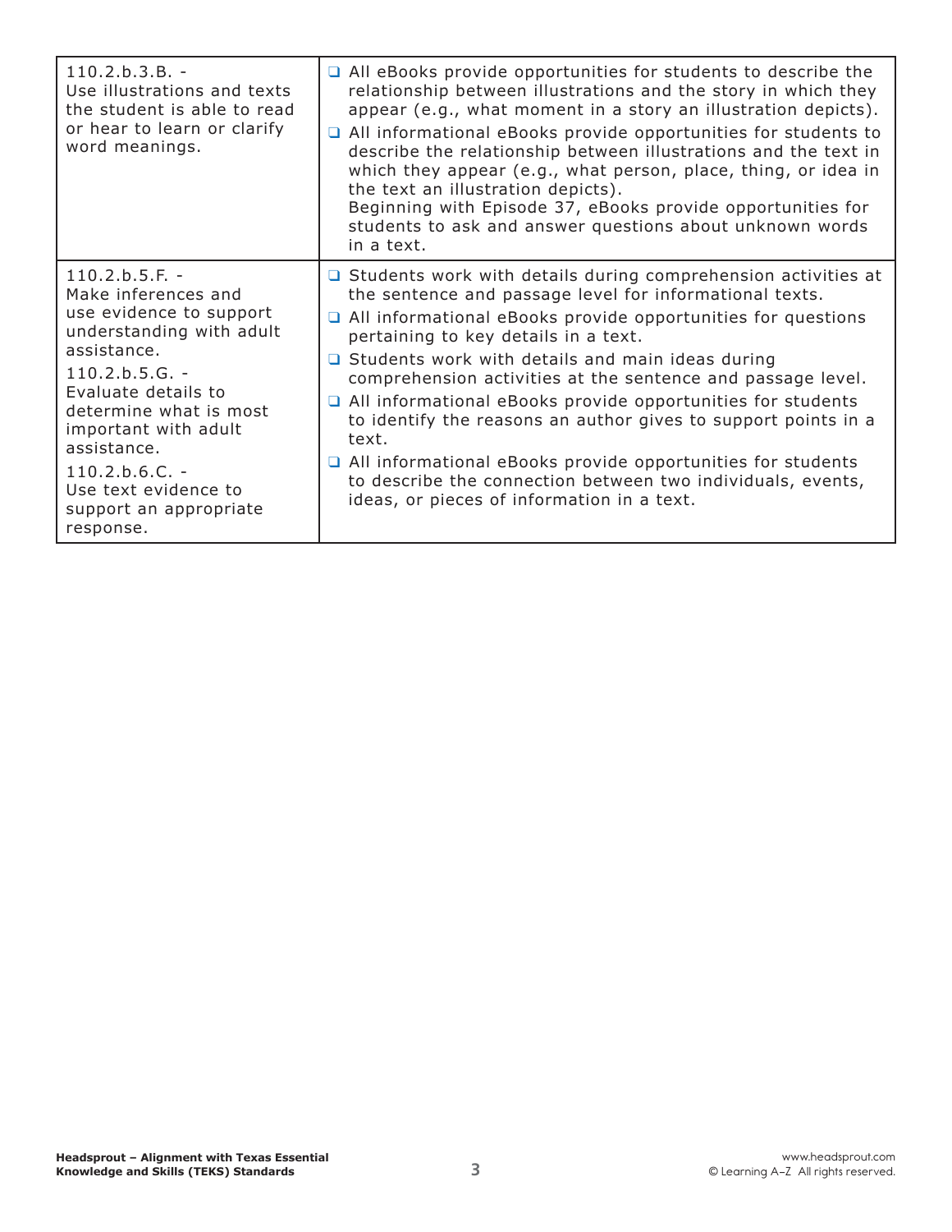| | |
|---|---|
| 110.2.b.3.B. - Use illustrations and texts the student is able to read or hear to learn or clarify word meanings. | ❑ All eBooks provide opportunities for students to describe the relationship between illustrations and the story in which they appear (e.g., what moment in a story an illustration depicts).<br>❑ All informational eBooks provide opportunities for students to describe the relationship between illustrations and the text in which they appear (e.g., what person, place, thing, or idea in the text an illustration depicts).<br>Beginning with Episode 37, eBooks provide opportunities for students to ask and answer questions about unknown words in a text. |
| 110.2.b.5.F. - Make inferences and use evidence to support understanding with adult assistance.<br>110.2.b.5.G. - Evaluate details to determine what is most important with adult assistance.<br>110.2.b.6.C. - Use text evidence to support an appropriate response. | ❑ Students work with details during comprehension activities at the sentence and passage level for informational texts.<br>❑ All informational eBooks provide opportunities for questions pertaining to key details in a text.<br>❑ Students work with details and main ideas during comprehension activities at the sentence and passage level.<br>❑ All informational eBooks provide opportunities for students to identify the reasons an author gives to support points in a text.<br>❑ All informational eBooks provide opportunities for students to describe the connection between two individuals, events, ideas, or pieces of information in a text. |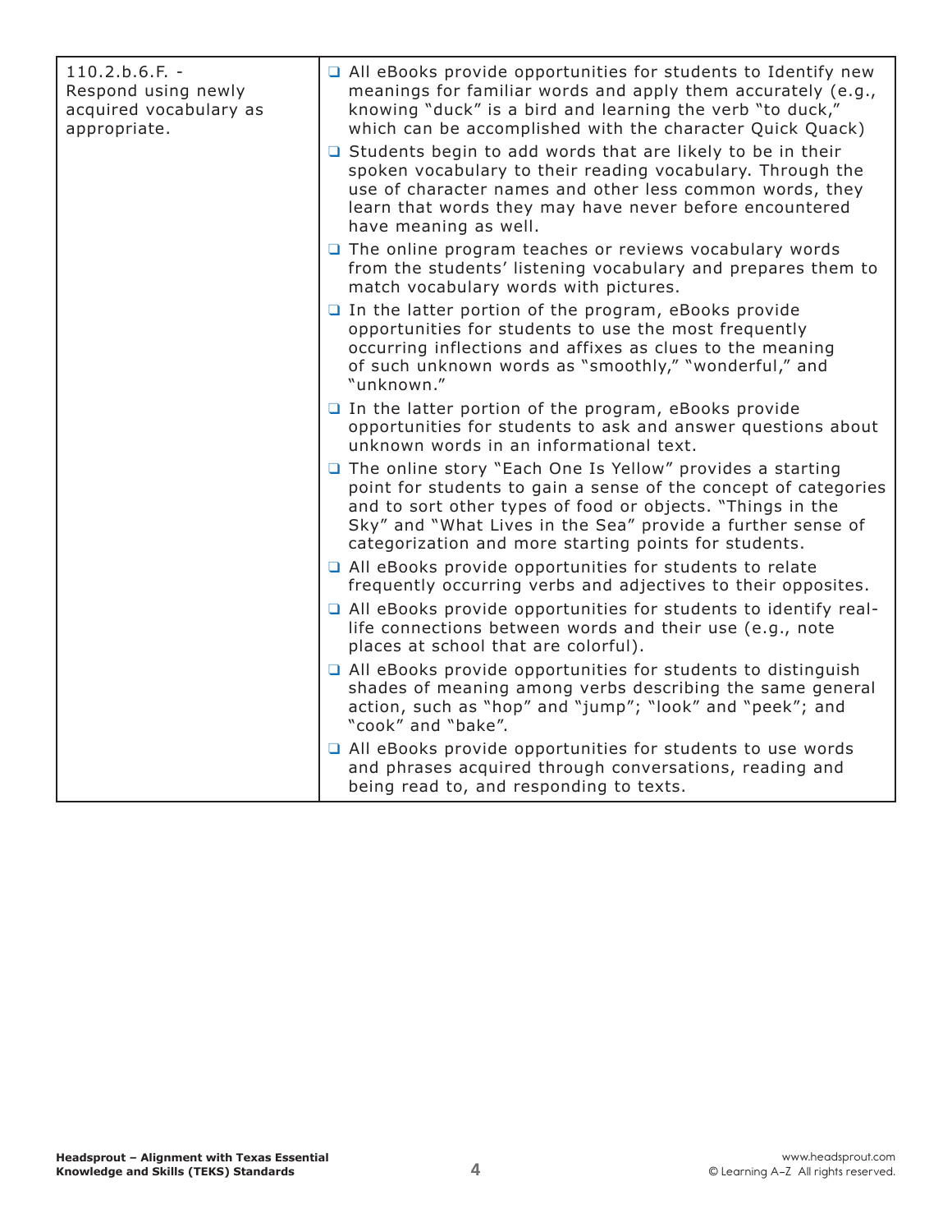| | |
|---|---|
| 110.2.b.6.F. - Respond using newly acquired vocabulary as appropriate. | ❑ All eBooks provide opportunities for students to Identify new meanings for familiar words and apply them accurately (e.g., knowing "duck" is a bird and learning the verb "to duck," which can be accomplished with the character Quick Quack)<br>❑ Students begin to add words that are likely to be in their spoken vocabulary to their reading vocabulary. Through the use of character names and other less common words, they learn that words they may have never before encountered have meaning as well.<br>❑ The online program teaches or reviews vocabulary words from the students' listening vocabulary and prepares them to match vocabulary words with pictures.<br>❑ In the latter portion of the program, eBooks provide opportunities for students to use the most frequently occurring inflections and affixes as clues to the meaning of such unknown words as "smoothly," "wonderful," and "unknown."<br>❑ In the latter portion of the program, eBooks provide opportunities for students to ask and answer questions about unknown words in an informational text.<br>❑ The online story "Each One Is Yellow" provides a starting point for students to gain a sense of the concept of categories and to sort other types of food or objects. "Things in the Sky" and "What Lives in the Sea" provide a further sense of categorization and more starting points for students.<br>❑ All eBooks provide opportunities for students to relate frequently occurring verbs and adjectives to their opposites.<br>❑ All eBooks provide opportunities for students to identify real-life connections between words and their use (e.g., note places at school that are colorful).<br>❑ All eBooks provide opportunities for students to distinguish shades of meaning among verbs describing the same general action, such as "hop" and "jump"; "look" and "peek"; and "cook" and "bake".<br>❑ All eBooks provide opportunities for students to use words and phrases acquired through conversations, reading and being read to, and responding to texts. |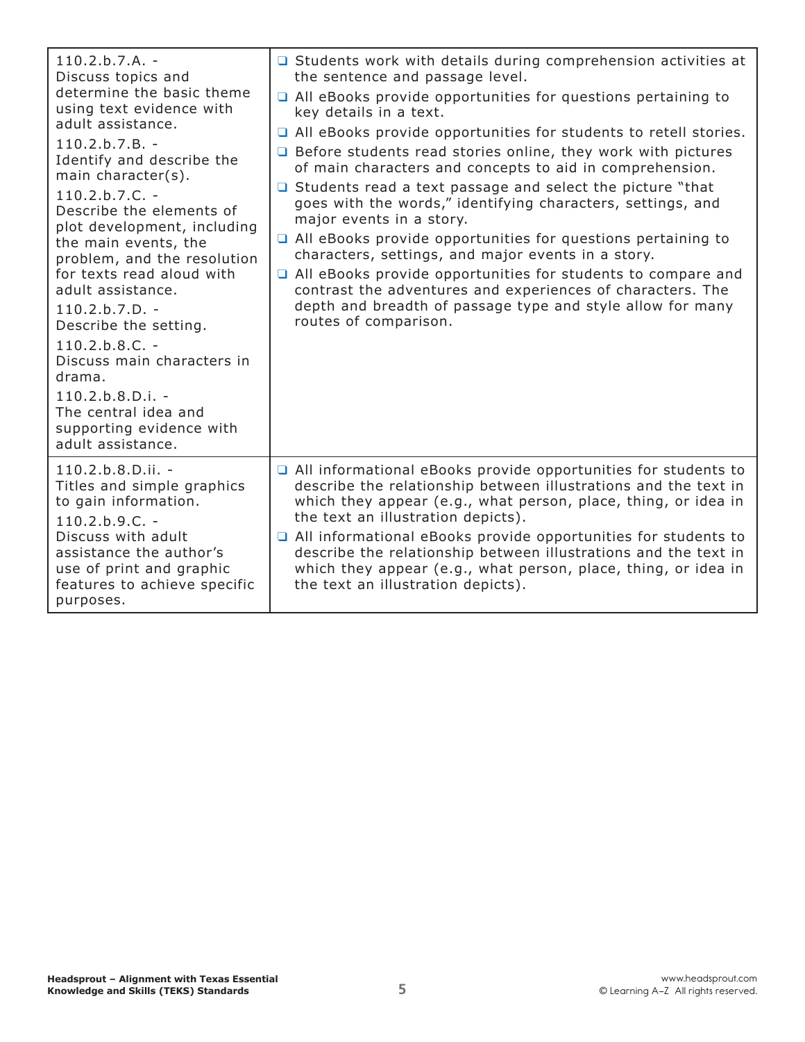| | |
|---|---|
| 110.2.b.7.A. - Discuss topics and determine the basic theme using text evidence with adult assistance.<br>110.2.b.7.B. - Identify and describe the main character(s).<br>110.2.b.7.C. - Describe the elements of plot development, including the main events, the problem, and the resolution for texts read aloud with adult assistance.<br>110.2.b.7.D. - Describe the setting.<br>110.2.b.8.C. - Discuss main characters in drama.<br>110.2.b.8.D.i. - The central idea and supporting evidence with adult assistance. | ❑ Students work with details during comprehension activities at the sentence and passage level.<br>❑ All eBooks provide opportunities for questions pertaining to key details in a text.<br>❑ All eBooks provide opportunities for students to retell stories.<br>❑ Before students read stories online, they work with pictures of main characters and concepts to aid in comprehension.<br>❑ Students read a text passage and select the picture "that goes with the words," identifying characters, settings, and major events in a story.<br>❑ All eBooks provide opportunities for questions pertaining to characters, settings, and major events in a story.<br>❑ All eBooks provide opportunities for students to compare and contrast the adventures and experiences of characters. The depth and breadth of passage type and style allow for many routes of comparison. |
| 110.2.b.8.D.ii. - Titles and simple graphics to gain information.<br>110.2.b.9.C. - Discuss with adult assistance the author's use of print and graphic features to achieve specific purposes. | ❑ All informational eBooks provide opportunities for students to describe the relationship between illustrations and the text in which they appear (e.g., what person, place, thing, or idea in the text an illustration depicts).<br>❑ All informational eBooks provide opportunities for students to describe the relationship between illustrations and the text in which they appear (e.g., what person, place, thing, or idea in the text an illustration depicts). |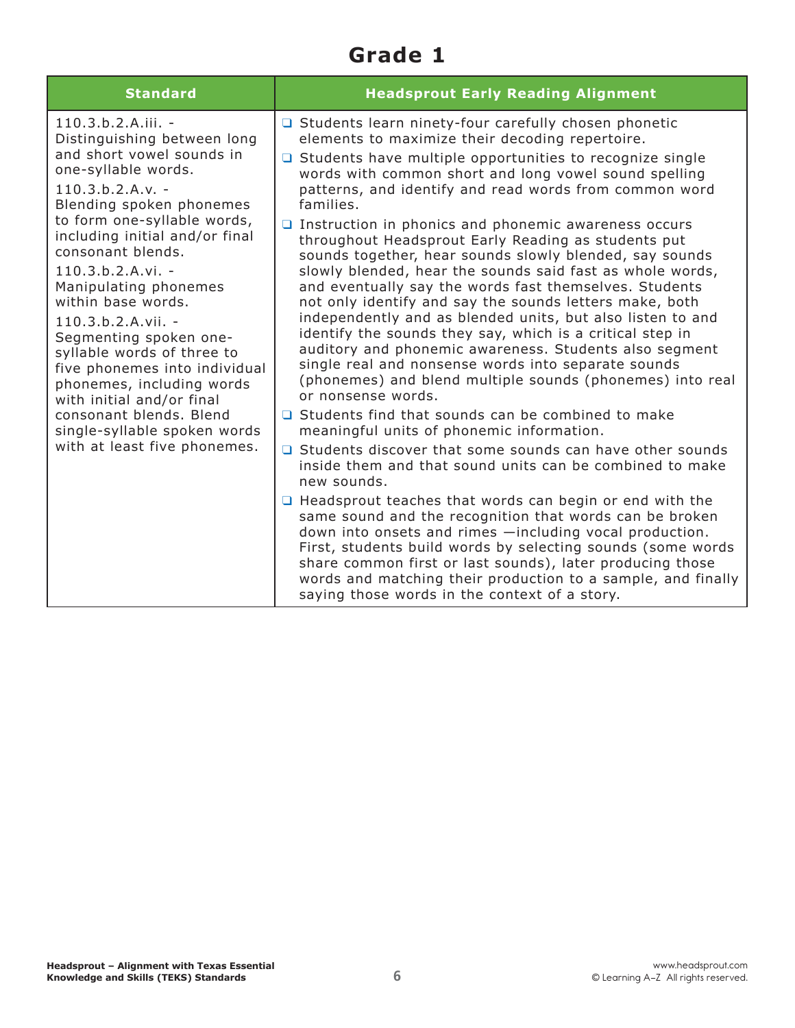# Grade 1

| Standard | Headspout Early Reading Alignment |
| --- | --- |
| 110.3.b.2.A.iii. - Distinguishing between long and short vowel sounds in one-syllable words.<br>110.3.b.2.A.v. - Blending spoken phonemes to form one-syllable words, including initial and/or final consonant blends.<br>110.3.b.2.A.vi. - Manipulating phonemes within base words.<br>110.3.b.2.A.vii. - Segmenting spoken one-syllable words of three to five phonemes into individual phonemes, including words with initial and/or final consonant blends. Blend single-syllable spoken words with at least five phonemes. | ❑ Students learn ninety-four carefully chosen phonetic elements to maximize their decoding repertoire.<br>❑ Students have multiple opportunities to recognize single words with common short and long vowel sound spelling patterns, and identify and read words from common word families.<br>❑ Instruction in phonics and phonemic awareness occurs throughout Headsprout Early Reading as students put sounds together, hear sounds slowly blended, say sounds slowly blended, hear the sounds said fast as whole words, and eventually say the words fast themselves. Students not only identify and say the sounds letters make, both independently and as blended units, but also listen to and identify the sounds they say, which is a critical step in auditory and phonemic awareness. Students also segment single real and nonsense words into separate sounds (phonemes) and blend multiple sounds (phonemes) into real or nonsense words.<br>❑ Students find that sounds can be combined to make meaningful units of phonemic information.<br>❑ Students discover that some sounds can have other sounds inside them and that sound units can be combined to make new sounds.<br>❑ Headsprout teaches that words can begin or end with the same sound and the recognition that words can be broken down into onsets and rimes —including vocal production. First, students build words by selecting sounds (some words share common first or last sounds), later producing those words and matching their production to a sample, and finally saying those words in the context of a story. |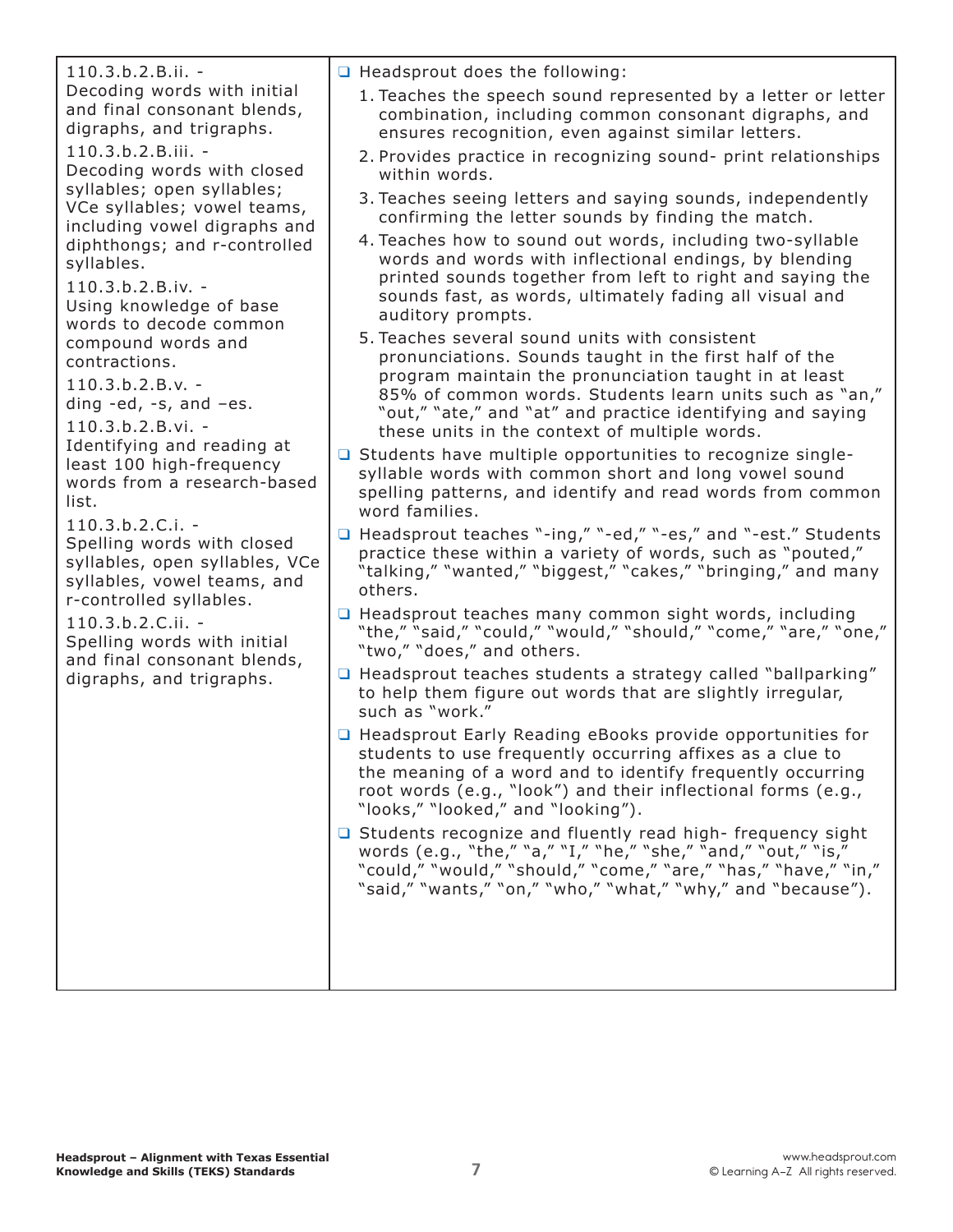| | |
|---|---|
| 110.3.b.2.B.ii. - Decoding words with initial and final consonant blends, digraphs, and trigraphs.<br>110.3.b.2.B.iii. - Decoding words with closed syllables; open syllables; VCe syllables; vowel teams, including vowel digraphs and diphthongs; and r-controlled syllables.<br>110.3.b.2.B.iv. - Using knowledge of base words to decode common compound words and contractions.<br>110.3.b.2.B.v. - ding -ed, -s, and –es.<br>110.3.b.2.B.vi. - Identifying and reading at least 100 high-frequency words from a research-based list.<br>110.3.b.2.C.i. - Spelling words with closed syllables, open syllables, VCe syllables, vowel teams, and r-controlled syllables.<br>110.3.b.2.C.ii. - Spelling words with initial and final consonant blends, digraphs, and trigraphs. | ❑ Headsprout does the following:<br>1. Teaches the speech sound represented by a letter or letter combination, including common consonant digraphs, and ensures recognition, even against similar letters.<br>2. Provides practice in recognizing sound- print relationships within words.<br>3. Teaches seeing letters and saying sounds, independently confirming the letter sounds by finding the match.<br>4. Teaches how to sound out words, including two-syllable words and words with inflectional endings, by blending printed sounds together from left to right and saying the sounds fast, as words, ultimately fading all visual and auditory prompts.<br>5. Teaches several sound units with consistent pronunciations. Sounds taught in the first half of the program maintain the pronunciation taught in at least 85% of common words. Students learn units such as "an," "out," "ate," and "at" and practice identifying and saying these units in the context of multiple words.<br>❑ Students have multiple opportunities to recognize single-syllable words with common short and long vowel sound spelling patterns, and identify and read words from common word families.<br>❑ Headsprout teaches "-ing," "-ed," "-es," and "-est." Students practice these within a variety of words, such as "pouted," "talking," "wanted," "biggest," "cakes," "bringing," and many others.<br>❑ Headsprout teaches many common sight words, including "the," "said," "could," "would," "should," "come," "are," "one," "two," "does," and others.<br>❑ Headsprout teaches students a strategy called "ballparking" to help them figure out words that are slightly irregular, such as "work."<br>❑ Headsprout Early Reading eBooks provide opportunities for students to use frequently occurring affixes as a clue to the meaning of a word and to identify frequently occurring root words (e.g., "look") and their inflectional forms (e.g., "looks," "looked," and "looking").<br>❑ Students recognize and fluently read high- frequency sight words (e.g., "the," "a," "I," "he," "she," "and," "out," "is," "could," "would," "should," "come," "are," "has," "have," "in," "said," "wants," "on," "who," "what," "why," and "because"). |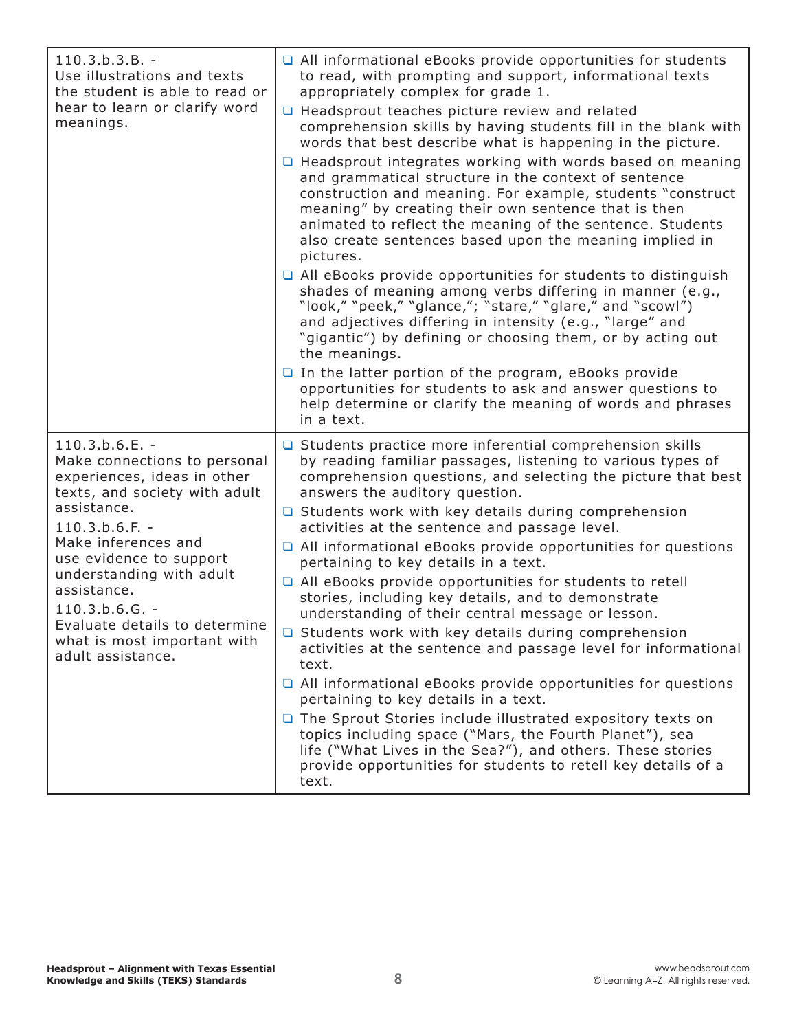| | |
|---|---|
| 110.3.b.3.B. - Use illustrations and texts the student is able to read or hear to learn or clarify word meanings. | ❑ All informational eBooks provide opportunities for students to read, with prompting and support, informational texts appropriately complex for grade 1.<br>❑ Headsprout teaches picture review and related comprehension skills by having students fill in the blank with words that best describe what is happening in the picture.<br>❑ Headsprout integrates working with words based on meaning and grammatical structure in the context of sentence construction and meaning. For example, students "construct meaning" by creating their own sentence that is then animated to reflect the meaning of the sentence. Students also create sentences based upon the meaning implied in pictures.<br>❑ All eBooks provide opportunities for students to distinguish shades of meaning among verbs differing in manner (e.g., "look," "peek," "glance,"; "stare," "glare," and "scowl") and adjectives differing in intensity (e.g., "large" and "gigantic") by defining or choosing them, or by acting out the meanings.<br>❑ In the latter portion of the program, eBooks provide opportunities for students to ask and answer questions to help determine or clarify the meaning of words and phrases in a text. |
| 110.3.b.6.E. - Make connections to personal experiences, ideas in other texts, and society with adult assistance.<br>110.3.b.6.F. - Make inferences and use evidence to support understanding with adult assistance.<br>110.3.b.6.G. - Evaluate details to determine what is most important with adult assistance. | ❑ Students practice more inferential comprehension skills by reading familiar passages, listening to various types of comprehension questions, and selecting the picture that best answers the auditory question.<br>❑ Students work with key details during comprehension activities at the sentence and passage level.<br>❑ All informational eBooks provide opportunities for questions pertaining to key details in a text.<br>❑ All eBooks provide opportunities for students to retell stories, including key details, and to demonstrate understanding of their central message or lesson.<br>❑ Students work with key details during comprehension activities at the sentence and passage level for informational text.<br>❑ All informational eBooks provide opportunities for questions pertaining to key details in a text.<br>❑ The Sprout Stories include illustrated expository texts on topics including space ("Mars, the Fourth Planet"), sea life ("What Lives in the Sea?"), and others. These stories provide opportunities for students to retell key details of a text. |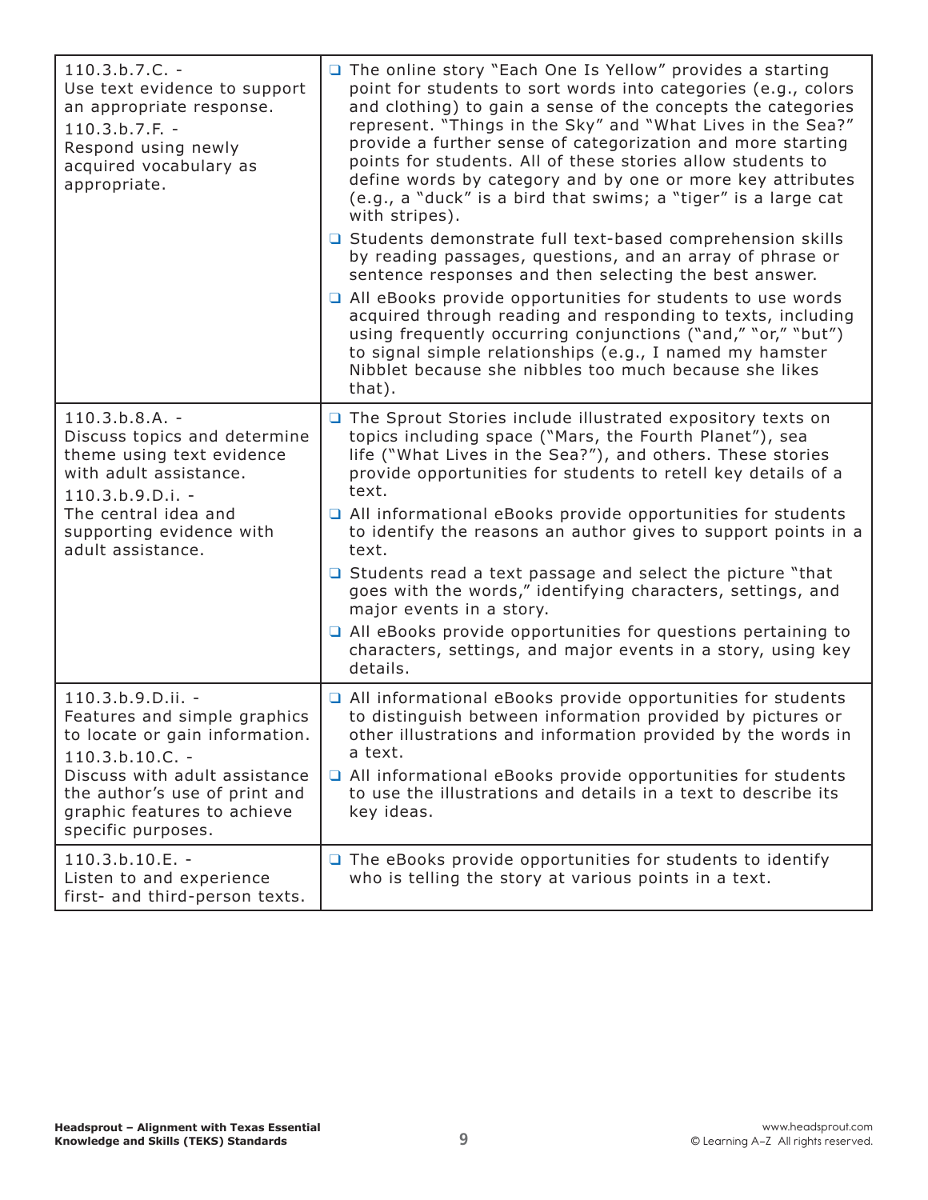| | |
|---|---|
| 110.3.b.7.C. - Use text evidence to support an appropriate response.<br>110.3.b.7.F. - Respond using newly acquired vocabulary as appropriate. | ❑ The online story "Each One Is Yellow" provides a starting point for students to sort words into categories (e.g., colors and clothing) to gain a sense of the concepts the categories represent. "Things in the Sky" and "What Lives in the Sea?" provide a further sense of categorization and more starting points for students. All of these stories allow students to define words by category and by one or more key attributes (e.g., a "duck" is a bird that swims; a "tiger" is a large cat with stripes).<br>❑ Students demonstrate full text-based comprehension skills by reading passages, questions, and an array of phrase or sentence responses and then selecting the best answer.<br>❑ All eBooks provide opportunities for students to use words acquired through reading and responding to texts, including using frequently occurring conjunctions ("and," "or," "but") to signal simple relationships (e.g., I named my hamster Nibblet because she nibbles too much because she likes that). |
| 110.3.b.8.A. - Discuss topics and determine theme using text evidence with adult assistance.<br>110.3.b.9.D.i. - The central idea and supporting evidence with adult assistance. | ❑ The Sprout Stories include illustrated expository texts on topics including space ("Mars, the Fourth Planet"), sea life ("What Lives in the Sea?"), and others. These stories provide opportunities for students to retell key details of a text.<br>❑ All informational eBooks provide opportunities for students to identify the reasons an author gives to support points in a text.<br>❑ Students read a text passage and select the picture "that goes with the words," identifying characters, settings, and major events in a story.<br>❑ All eBooks provide opportunities for questions pertaining to characters, settings, and major events in a story, using key details. |
| 110.3.b.9.D.ii. - Features and simple graphics to locate or gain information.<br>110.3.b.10.C. - Discuss with adult assistance the author's use of print and graphic features to achieve specific purposes. | ❑ All informational eBooks provide opportunities for students to distinguish between information provided by pictures or other illustrations and information provided by the words in a text.<br>❑ All informational eBooks provide opportunities for students to use the illustrations and details in a text to describe its key ideas. |
| 110.3.b.10.E. - Listen to and experience first- and third-person texts. | ❑ The eBooks provide opportunities for students to identify who is telling the story at various points in a text. |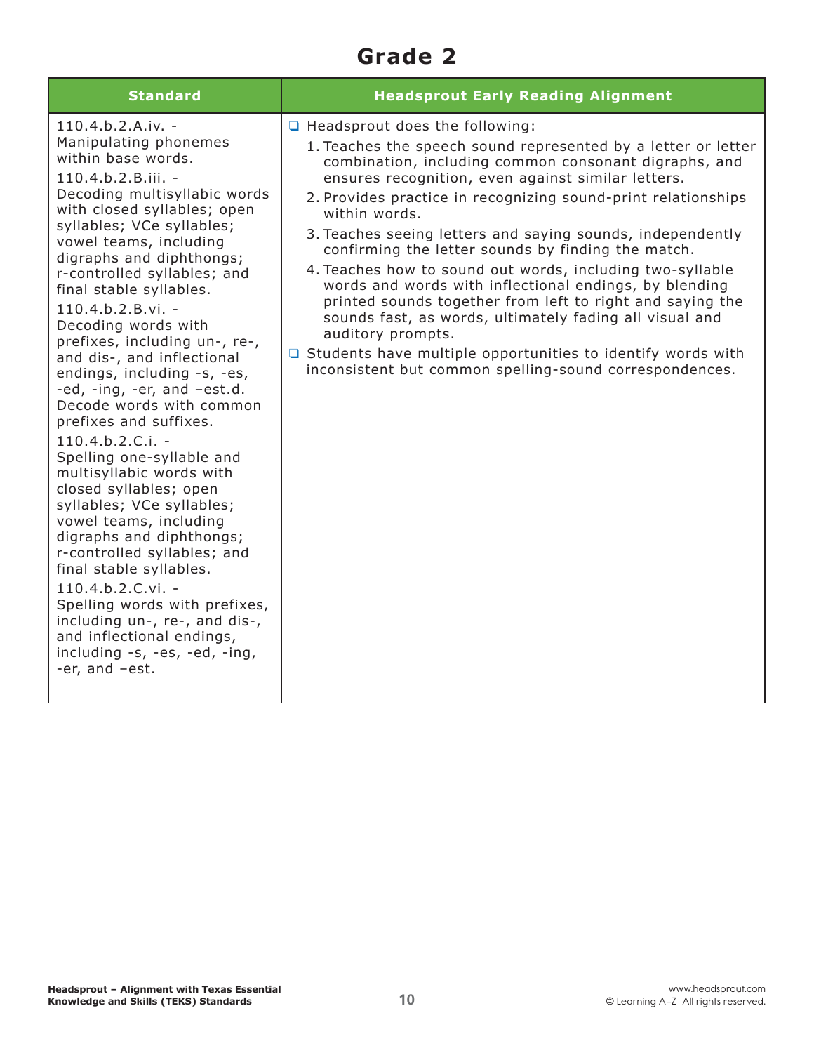# Grade 2

| Standard | Headsprout Early Reading Alignment |
|---|---|
| 110.4.b.2.A.iv. - Manipulating phonemes within base words.<br>110.4.b.2.B.iii. - Decoding multisyllabic words with closed syllables; open syllables; VCe syllables; vowel teams, including digraphs and diphthongs; r-controlled syllables; and final stable syllables.<br>110.4.b.2.B.vi. - Decoding words with prefixes, including un-, re-, and dis-, and inflectional endings, including -s, -es, -ed, -ing, -er, and –est.d. Decode words with common prefixes and suffixes.<br>110.4.b.2.C.i. - Spelling one-syllable and multisyllabic words with closed syllables; open syllables; VCe syllables; vowel teams, including digraphs and diphthongs; r-controlled syllables; and final stable syllables.<br>110.4.b.2.C.vi. - Spelling words with prefixes, including un-, re-, and dis-, and inflectional endings, including -s, -es, -ed, -ing, -er, and –est. | ❑ Headsprout does the following:<br>1. Teaches the speech sound represented by a letter or letter combination, including common consonant digraphs, and ensures recognition, even against similar letters.<br>2. Provides practice in recognizing sound-print relationships within words.<br>3. Teaches seeing letters and saying sounds, independently confirming the letter sounds by finding the match.<br>4. Teaches how to sound out words, including two-syllable words and words with inflectional endings, by blending printed sounds together from left to right and saying the sounds fast, as words, ultimately fading all visual and auditory prompts.<br>❑ Students have multiple opportunities to identify words with inconsistent but common spelling-sound correspondences. |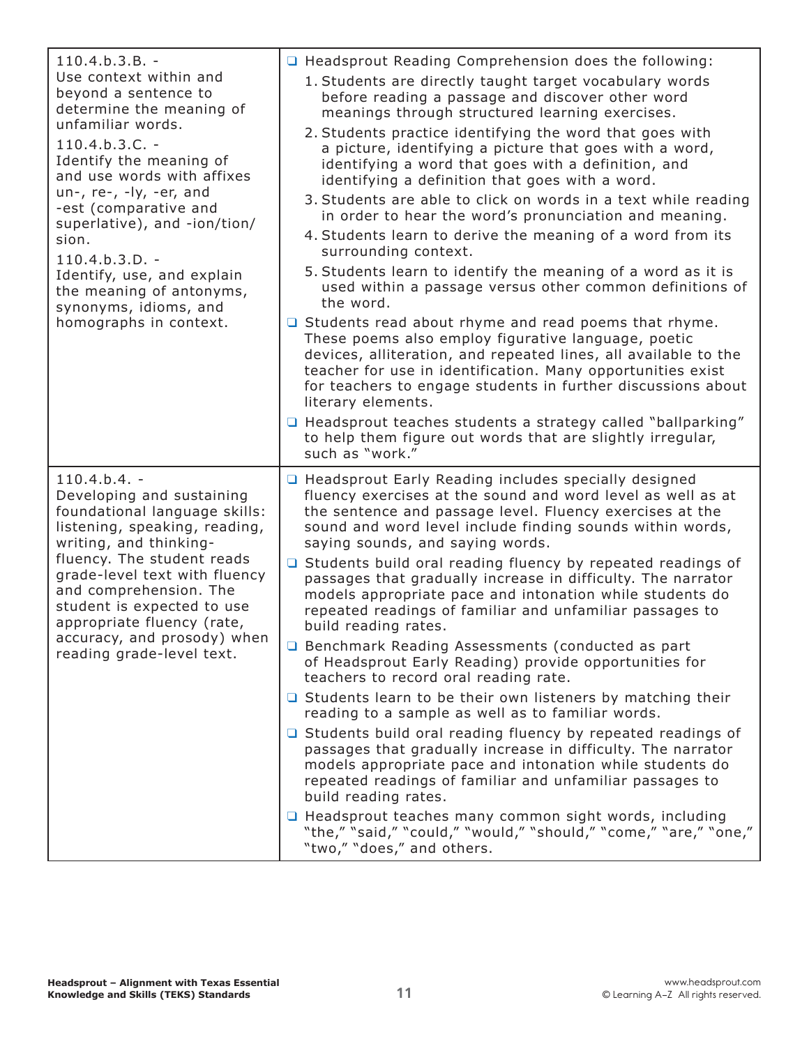| | |
|---|---|
| 110.4.b.3.B. - Use context within and beyond a sentence to determine the meaning of unfamiliar words.<br>110.4.b.3.C. - Identify the meaning of and use words with affixes un-, re-, -ly, -er, and -est (comparative and superlative), and -ion/tion/sion.<br>110.4.b.3.D. - Identify, use, and explain the meaning of antonyms, synonyms, idioms, and homographs in context. | ❑ Headsprout Reading Comprehension does the following:<br>1. Students are directly taught target vocabulary words before reading a passage and discover other word meanings through structured learning exercises.<br>2. Students practice identifying the word that goes with a picture, identifying a picture that goes with a word, identifying a word that goes with a definition, and identifying a definition that goes with a word.<br>3. Students are able to click on words in a text while reading in order to hear the word's pronunciation and meaning.<br>4. Students learn to derive the meaning of a word from its surrounding context.<br>5. Students learn to identify the meaning of a word as it is used within a passage versus other common definitions of the word.<br>❑ Students read about rhyme and read poems that rhyme. These poems also employ figurative language, poetic devices, alliteration, and repeated lines, all available to the teacher for use in identification. Many opportunities exist for teachers to engage students in further discussions about literary elements.<br>❑ Headsprout teaches students a strategy called "ballparking" to help them figure out words that are slightly irregular, such as "work." |
| 110.4.b.4. - Developing and sustaining foundational language skills: listening, speaking, reading, writing, and thinking-fluency. The student reads grade-level text with fluency and comprehension. The student is expected to use appropriate fluency (rate, accuracy, and prosody) when reading grade-level text. | ❑ Headsprout Early Reading includes specially designed fluency exercises at the sound and word level as well as at the sentence and passage level. Fluency exercises at the sound and word level include finding sounds within words, saying sounds, and saying words.<br>❑ Students build oral reading fluency by repeated readings of passages that gradually increase in difficulty. The narrator models appropriate pace and intonation while students do repeated readings of familiar and unfamiliar passages to build reading rates.<br>❑ Benchmark Reading Assessments (conducted as part of Headsprout Early Reading) provide opportunities for teachers to record oral reading rate.<br>❑ Students learn to be their own listeners by matching their reading to a sample as well as to familiar words.<br>❑ Students build oral reading fluency by repeated readings of passages that gradually increase in difficulty. The narrator models appropriate pace and intonation while students do repeated readings of familiar and unfamiliar passages to build reading rates.<br>❑ Headsprout teaches many common sight words, including "the," "said," "could," "would," "should," "come," "are," "one," "two," "does," and others. |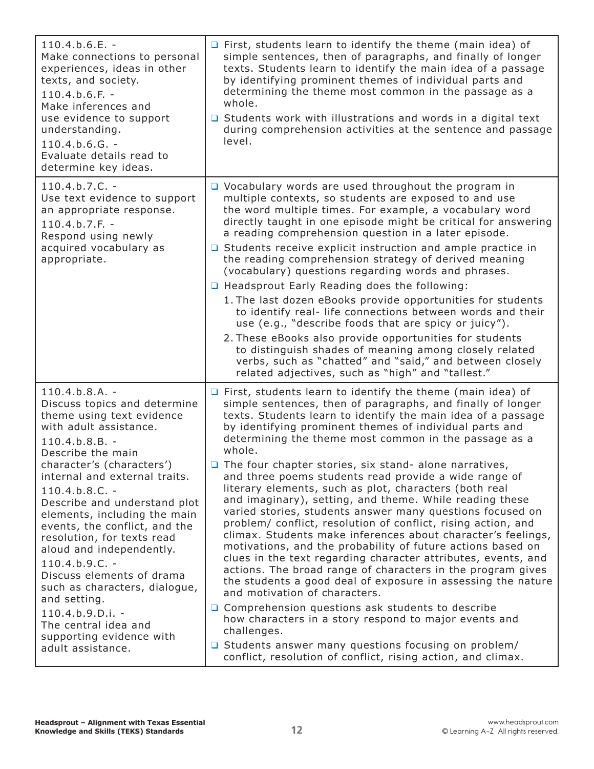| | |
|---|---|
| 110.4.b.6.E. - Make connections to personal experiences, ideas in other texts, and society.<br>110.4.b.6.F. - Make inferences and use evidence to support understanding.<br>110.4.b.6.G. - Evaluate details read to determine key ideas. | ❑ First, students learn to identify the theme (main idea) of simple sentences, then of paragraphs, and finally of longer texts. Students learn to identify the main idea of a passage by identifying prominent themes of individual parts and determining the theme most common in the passage as a whole.<br>❑ Students work with illustrations and words in a digital text during comprehension activities at the sentence and passage level. |
| 110.4.b.7.C. - Use text evidence to support an appropriate response.<br>110.4.b.7.F. - Respond using newly acquired vocabulary as appropriate. | ❑ Vocabulary words are used throughout the program in multiple contexts, so students are exposed to and use the word multiple times. For example, a vocabulary word directly taught in one episode might be critical for answering a reading comprehension question in a later episode.<br>❑ Students receive explicit instruction and ample practice in the reading comprehension strategy of derived meaning (vocabulary) questions regarding words and phrases.<br>❑ Headsprout Early Reading does the following:<br>1. The last dozen eBooks provide opportunities for students to identify real- life connections between words and their use (e.g., "describe foods that are spicy or juicy").<br>2. These eBooks also provide opportunities for students to distinguish shades of meaning among closely related verbs, such as "chatted" and "said," and between closely related adjectives, such as "high" and "tallest." |
| 110.4.b.8.A. - Discuss topics and determine theme using text evidence with adult assistance.<br>110.4.b.8.B. - Describe the main character's (characters') internal and external traits.<br>110.4.b.8.C. - Describe and understand plot elements, including the main events, the conflict, and the resolution, for texts read aloud and independently.<br>110.4.b.9.C. - Discuss elements of drama such as characters, dialogue, and setting.<br>110.4.b.9.D.i. - The central idea and supporting evidence with adult assistance. | ❑ First, students learn to identify the theme (main idea) of simple sentences, then of paragraphs, and finally of longer texts. Students learn to identify the main idea of a passage by identifying prominent themes of individual parts and determining the theme most common in the passage as a whole.<br>❑ The four chapter stories, six stand- alone narratives, and three poems students read provide a wide range of literary elements, such as plot, characters (both real and imaginary), setting, and theme. While reading these varied stories, students answer many questions focused on problem/ conflict, resolution of conflict, rising action, and climax. Students make inferences about character's feelings, motivations, and the probability of future actions based on clues in the text regarding character attributes, events, and actions. The broad range of characters in the program gives the students a good deal of exposure in assessing the nature and motivation of characters.<br>❑ Comprehension questions ask students to describe how characters in a story respond to major events and challenges.<br>❑ Students answer many questions focusing on problem/ conflict, resolution of conflict, rising action, and climax. |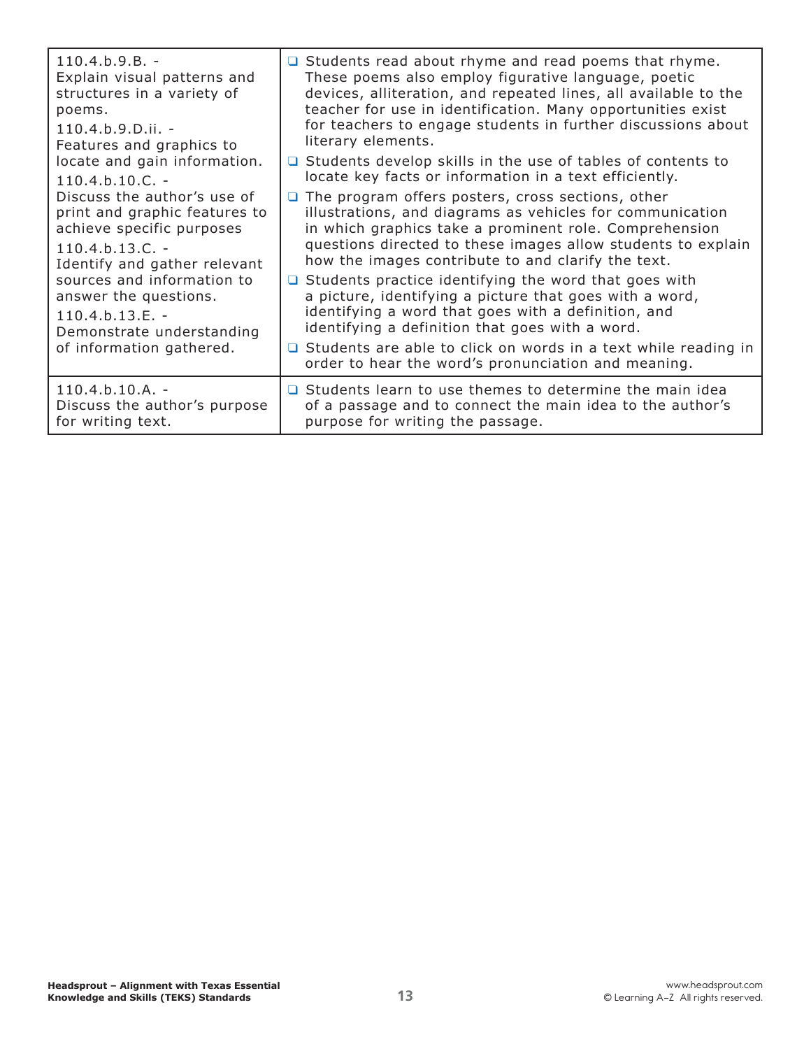| | |
|---|---|
| 110.4.b.9.B. - Explain visual patterns and structures in a variety of poems.<br>110.4.b.9.D.ii. - Features and graphics to locate and gain information.<br>110.4.b.10.C. - Discuss the author's use of print and graphic features to achieve specific purposes<br>110.4.b.13.C. - Identify and gather relevant sources and information to answer the questions.<br>110.4.b.13.E. - Demonstrate understanding of information gathered. | ❑ Students read about rhyme and read poems that rhyme. These poems also employ figurative language, poetic devices, alliteration, and repeated lines, all available to the teacher for use in identification. Many opportunities exist for teachers to engage students in further discussions about literary elements.<br>❑ Students develop skills in the use of tables of contents to locate key facts or information in a text efficiently.<br>❑ The program offers posters, cross sections, other illustrations, and diagrams as vehicles for communication in which graphics take a prominent role. Comprehension questions directed to these images allow students to explain how the images contribute to and clarify the text.<br>❑ Students practice identifying the word that goes with a picture, identifying a picture that goes with a word, identifying a word that goes with a definition, and identifying a definition that goes with a word.<br>❑ Students are able to click on words in a text while reading in order to hear the word's pronunciation and meaning. |
| 110.4.b.10.A. - Discuss the author's purpose for writing text. | ❑ Students learn to use themes to determine the main idea of a passage and to connect the main idea to the author's purpose for writing the passage. |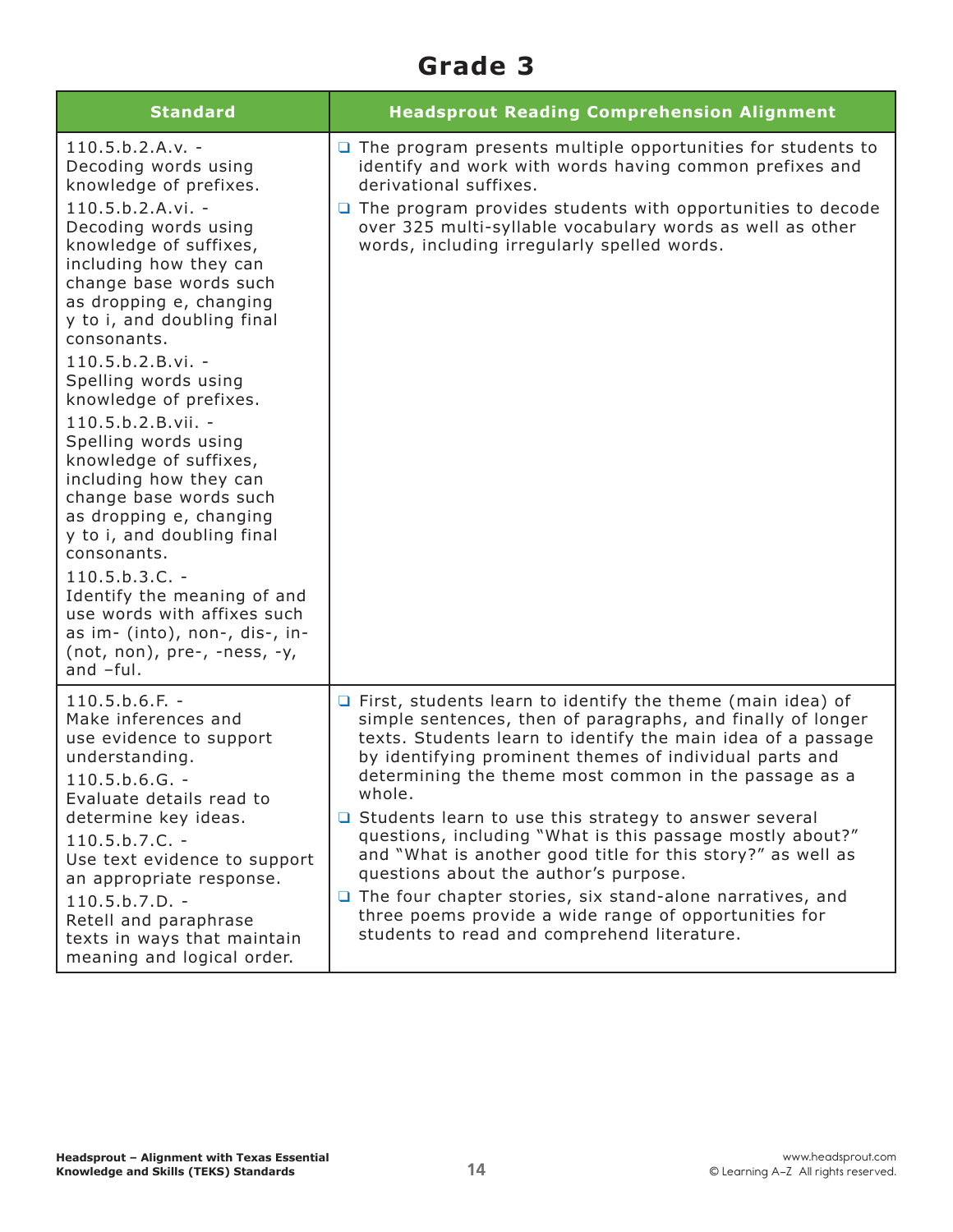# Grade 3

| Standard | Headspout Reading Comprehension Alignment |
|---|---|
| 110.5.b.2.A.v. - Decoding words using knowledge of prefixes.<br>110.5.b.2.A.vi. - Decoding words using knowledge of suffixes, including how they can change base words such as dropping e, changing y to i, and doubling final consonants.<br>110.5.b.2.B.vi. - Spelling words using knowledge of prefixes.<br>110.5.b.2.B.vii. - Spelling words using knowledge of suffixes, including how they can change base words such as dropping e, changing y to i, and doubling final consonants.<br>110.5.b.3.C. - Identify the meaning of and use words with affixes such as im- (into), non-, dis-, in- (not, non), pre-, -ness, -y, and –ful. | ❑ The program presents multiple opportunities for students to identify and work with words having common prefixes and derivational suffixes.<br>❑ The program provides students with opportunities to decode over 325 multi-syllable vocabulary words as well as other words, including irregularly spelled words. |
| 110.5.b.6.F. - Make inferences and use evidence to support understanding.<br>110.5.b.6.G. - Evaluate details read to determine key ideas.<br>110.5.b.7.C. - Use text evidence to support an appropriate response.<br>110.5.b.7.D. - Retell and paraphrase texts in ways that maintain meaning and logical order. | ❑ First, students learn to identify the theme (main idea) of simple sentences, then of paragraphs, and finally of longer texts. Students learn to identify the main idea of a passage by identifying prominent themes of individual parts and determining the theme most common in the passage as a whole.<br>❑ Students learn to use this strategy to answer several questions, including "What is this passage mostly about?" and "What is another good title for this story?" as well as questions about the author's purpose.<br>❑ The four chapter stories, six stand-alone narratives, and three poems provide a wide range of opportunities for students to read and comprehend literature. |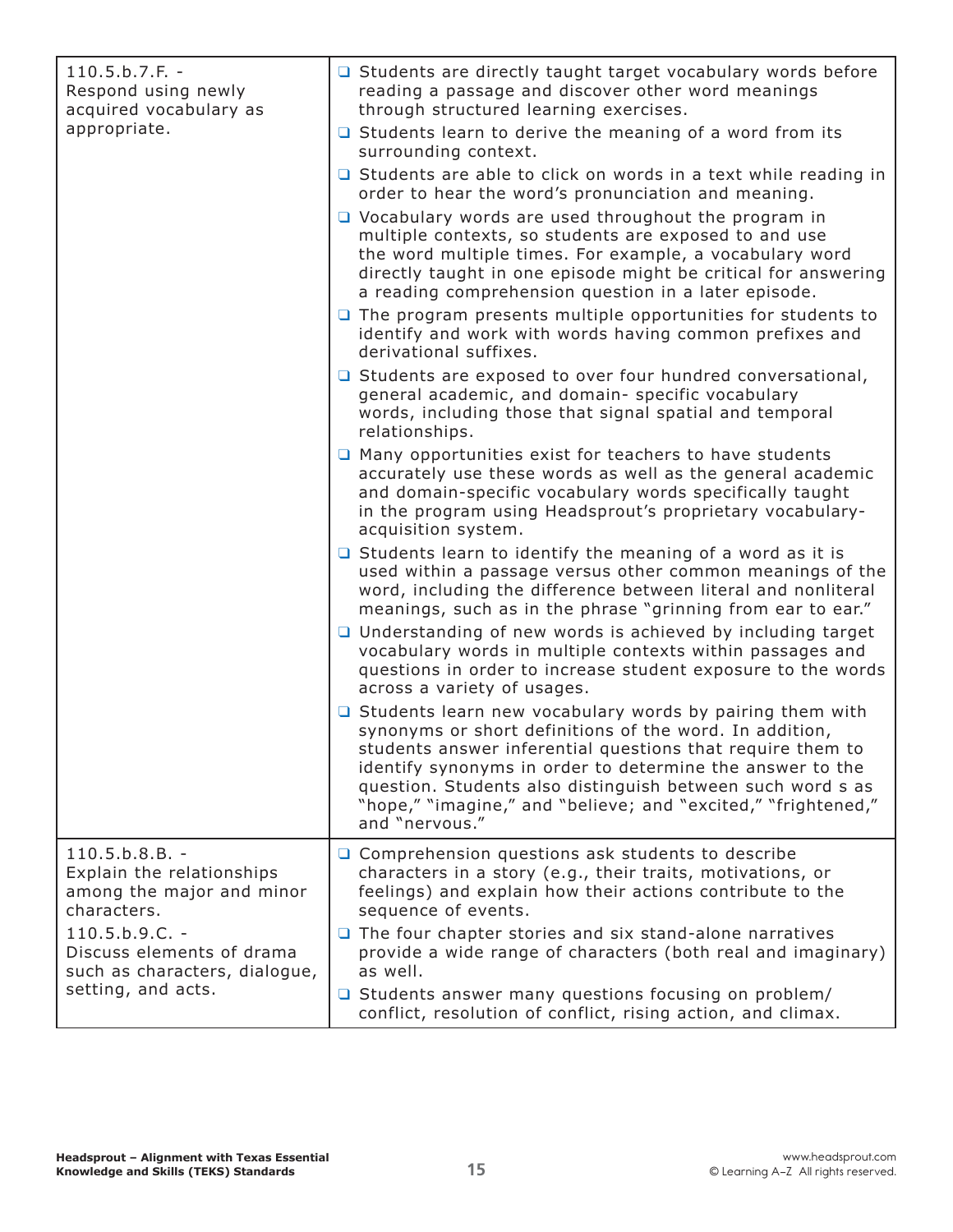| | |
|---|---|
| 110.5.b.7.F. - Respond using newly acquired vocabulary as appropriate. | ❑ Students are directly taught target vocabulary words before reading a passage and discover other word meanings through structured learning exercises.<br>❑ Students learn to derive the meaning of a word from its surrounding context.<br>❑ Students are able to click on words in a text while reading in order to hear the word's pronunciation and meaning.<br>❑ Vocabulary words are used throughout the program in multiple contexts, so students are exposed to and use the word multiple times. For example, a vocabulary word directly taught in one episode might be critical for answering a reading comprehension question in a later episode.<br>❑ The program presents multiple opportunities for students to identify and work with words having common prefixes and derivational suffixes.<br>❑ Students are exposed to over four hundred conversational, general academic, and domain- specific vocabulary words, including those that signal spatial and temporal relationships.<br>❑ Many opportunities exist for teachers to have students accurately use these words as well as the general academic and domain-specific vocabulary words specifically taught in the program using Headsprout's proprietary vocabulary-acquisition system.<br>❑ Students learn to identify the meaning of a word as it is used within a passage versus other common meanings of the word, including the difference between literal and nonliteral meanings, such as in the phrase "grinning from ear to ear."<br>❑ Understanding of new words is achieved by including target vocabulary words in multiple contexts within passages and questions in order to increase student exposure to the words across a variety of usages.<br>❑ Students learn new vocabulary words by pairing them with synonyms or short definitions of the word. In addition, students answer inferential questions that require them to identify synonyms in order to determine the answer to the question. Students also distinguish between such word s as "hope," "imagine," and "believe; and "excited," "frightened," and "nervous." |
| 110.5.b.8.B. - Explain the relationships among the major and minor characters.<br>110.5.b.9.C. - Discuss elements of drama such as characters, dialogue, setting, and acts. | ❑ Comprehension questions ask students to describe characters in a story (e.g., their traits, motivations, or feelings) and explain how their actions contribute to the sequence of events.<br>❑ The four chapter stories and six stand-alone narratives provide a wide range of characters (both real and imaginary) as well.<br>❑ Students answer many questions focusing on problem/conflict, resolution of conflict, rising action, and climax. |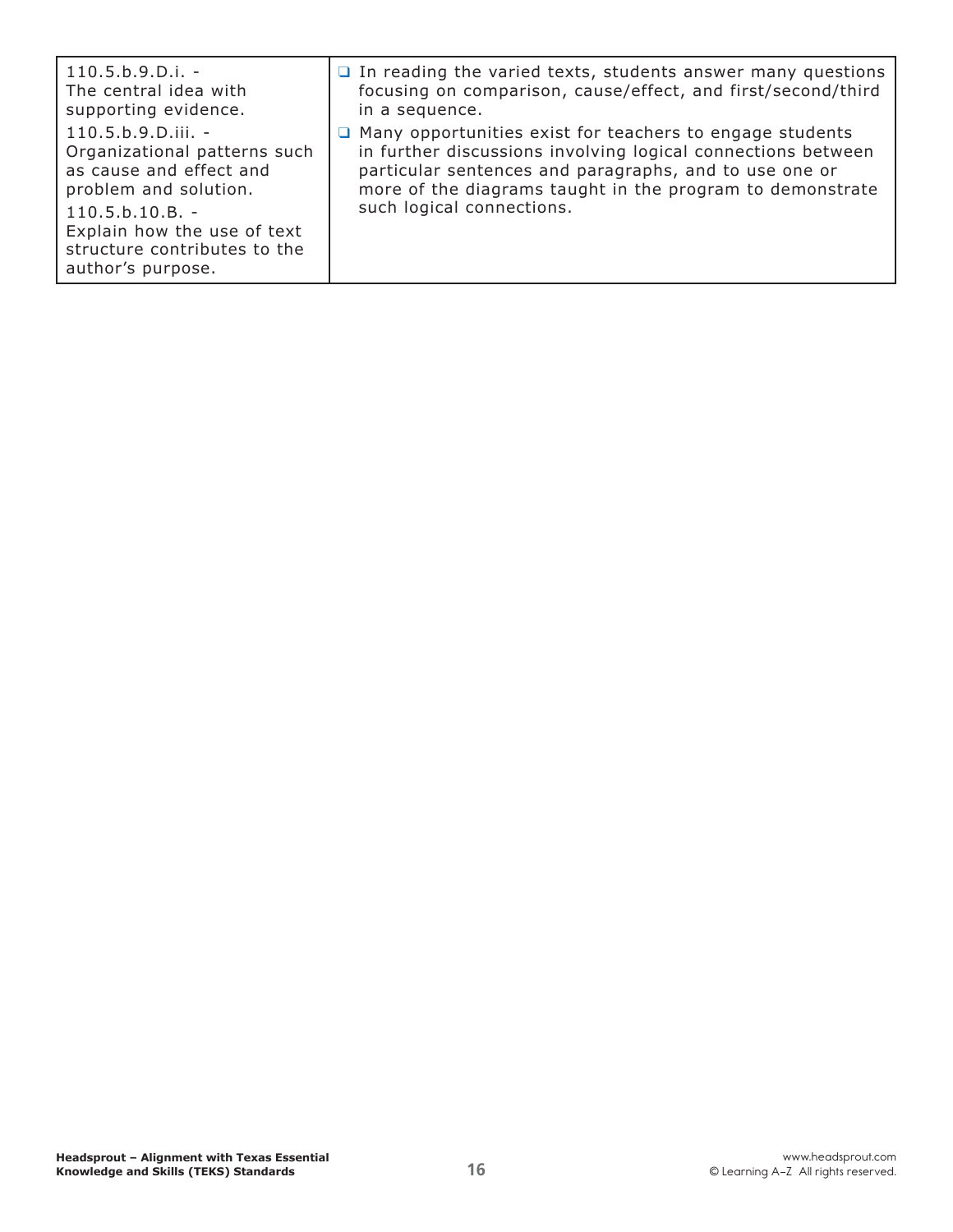| | |
|---|---|
| 110.5.b.9.D.i. - The central idea with supporting evidence.<br>110.5.b.9.D.iii. - Organizational patterns such as cause and effect and problem and solution.<br>110.5.b.10.B. - Explain how the use of text structure contributes to the author's purpose. | ❑ In reading the varied texts, students answer many questions focusing on comparison, cause/effect, and first/second/third in a sequence.<br>❑ Many opportunities exist for teachers to engage students in further discussions involving logical connections between particular sentences and paragraphs, and to use one or more of the diagrams taught in the program to demonstrate such logical connections. |